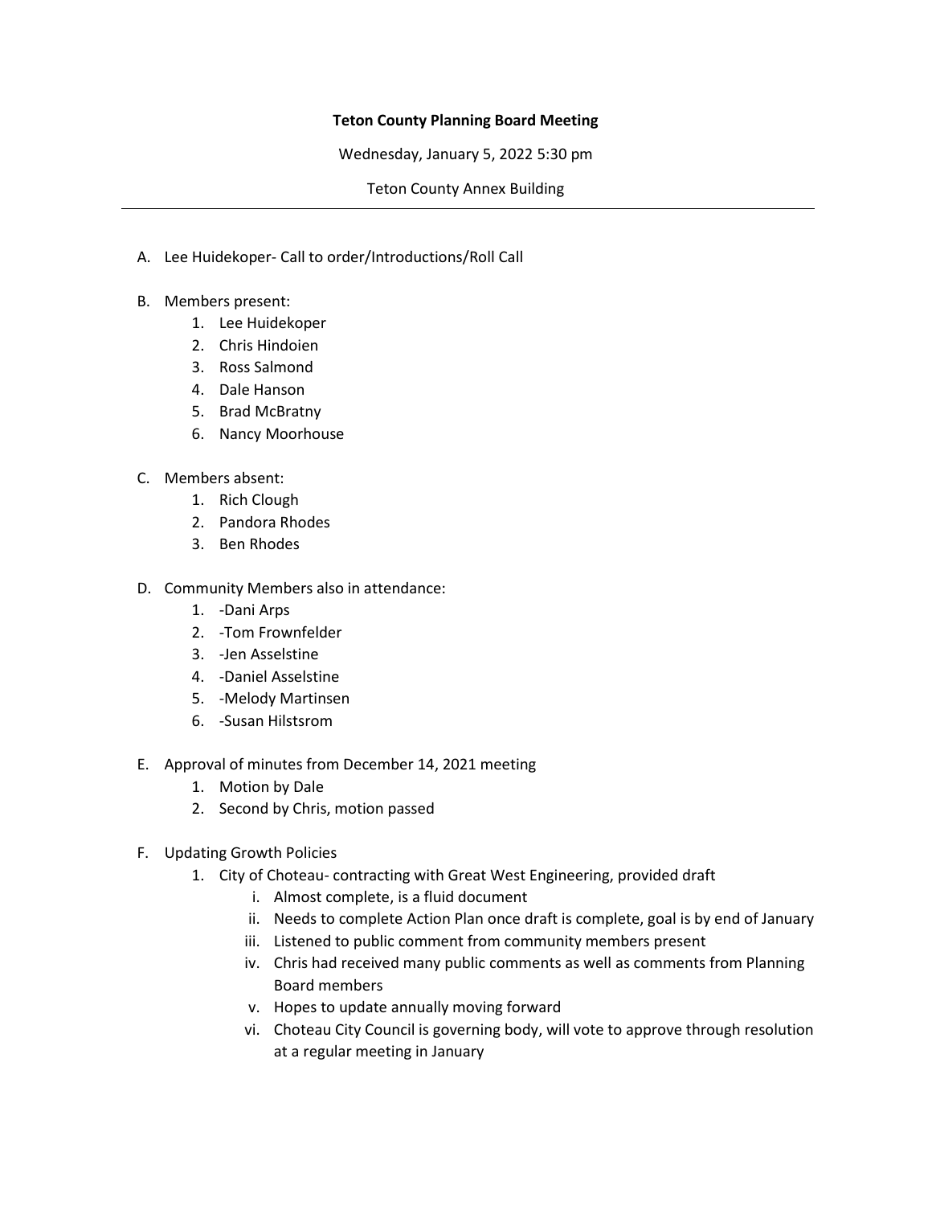**Teton County Planning Board Meeting**

Wednesday, January 5, 2022 5:30 pm

Teton County Annex Building

---

A. Lee Huidekoper- Call to order/Introductions/Roll Call

B. Members present:
   1. Lee Huidekoper
   2. Chris Hindoien
   3. Ross Salmond
   4. Dale Hanson
   5. Brad McBratny
   6. Nancy Moorhouse

C. Members absent:
   1. Rich Clough
   2. Pandora Rhodes
   3. Ben Rhodes

D. Community Members also in attendance:
   1. -Dani Arps
   2. -Tom Frownfelder
   3. -Jen Asselstine
   4. -Daniel Asselstine
   5. -Melody Martinsen
   6. -Susan Hilstsrom

E. Approval of minutes from December 14, 2021 meeting
   1. Motion by Dale
   2. Second by Chris, motion passed

F. Updating Growth Policies
   1. City of Choteau- contracting with Great West Engineering, provided draft
      i. Almost complete, is a fluid document
      ii. Needs to complete Action Plan once draft is complete, goal is by end of January
      iii. Listened to public comment from community members present
      iv. Chris had received many public comments as well as comments from Planning Board members
      v. Hopes to update annually moving forward
      vi. Choteau City Council is governing body, will vote to approve through resolution at a regular meeting in January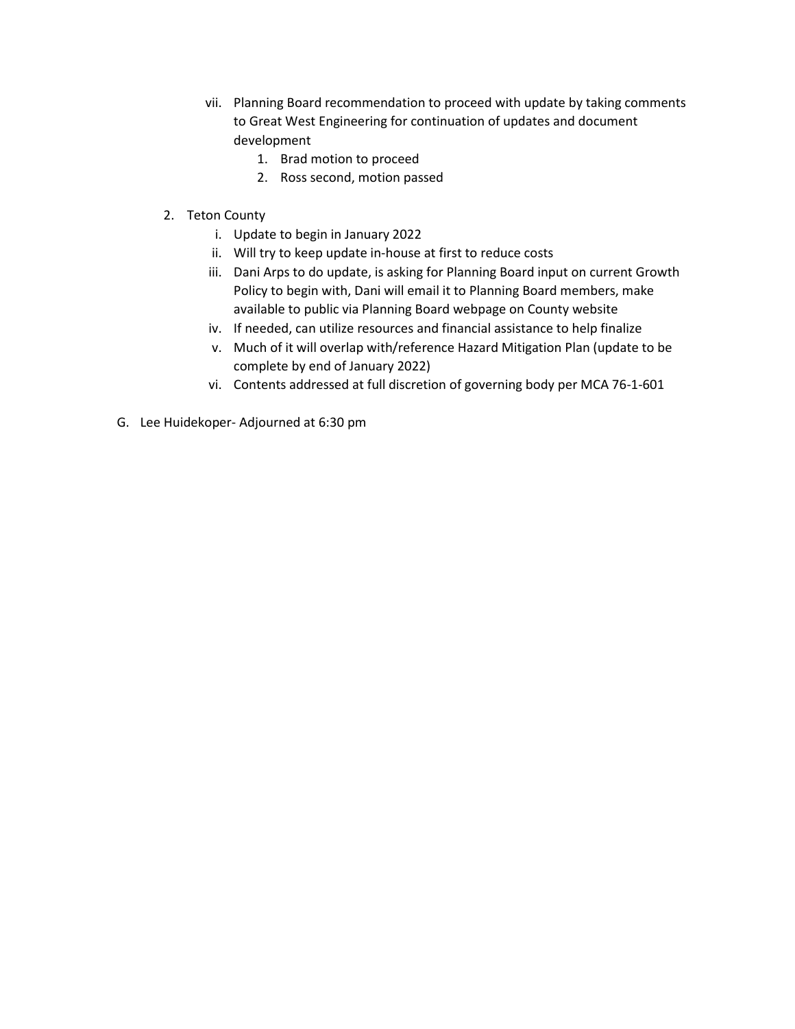vii. Planning Board recommendation to proceed with update by taking comments to Great West Engineering for continuation of updates and document development
    1. Brad motion to proceed
    2. Ross second, motion passed

2. Teton County
    i. Update to begin in January 2022
    ii. Will try to keep update in-house at first to reduce costs
    iii. Dani Arps to do update, is asking for Planning Board input on current Growth Policy to begin with, Dani will email it to Planning Board members, make available to public via Planning Board webpage on County website
    iv. If needed, can utilize resources and financial assistance to help finalize
    v. Much of it will overlap with/reference Hazard Mitigation Plan (update to be complete by end of January 2022)
    vi. Contents addressed at full discretion of governing body per MCA 76-1-601

G. Lee Huidekoper- Adjourned at 6:30 pm